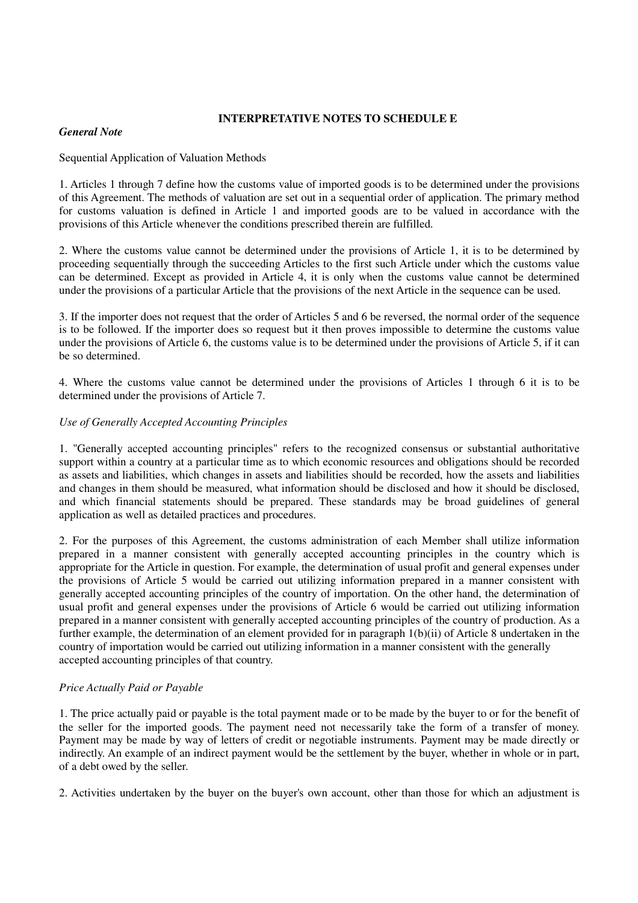# INTERPRETATIVE NOTES TO SCHEDULE E

***General Note***

Sequential Application of Valuation Methods

1. Articles 1 through 7 define how the customs value of imported goods is to be determined under the provisions of this Agreement. The methods of valuation are set out in a sequential order of application. The primary method for customs valuation is defined in Article 1 and imported goods are to be valued in accordance with the provisions of this Article whenever the conditions prescribed therein are fulfilled.

2. Where the customs value cannot be determined under the provisions of Article 1, it is to be determined by proceeding sequentially through the succeeding Articles to the first such Article under which the customs value can be determined. Except as provided in Article 4, it is only when the customs value cannot be determined under the provisions of a particular Article that the provisions of the next Article in the sequence can be used.

3. If the importer does not request that the order of Articles 5 and 6 be reversed, the normal order of the sequence is to be followed. If the importer does so request but it then proves impossible to determine the customs value under the provisions of Article 6, the customs value is to be determined under the provisions of Article 5, if it can be so determined.

4. Where the customs value cannot be determined under the provisions of Articles 1 through 6 it is to be determined under the provisions of Article 7.

*Use of Generally Accepted Accounting Principles*

1. "Generally accepted accounting principles" refers to the recognized consensus or substantial authoritative support within a country at a particular time as to which economic resources and obligations should be recorded as assets and liabilities, which changes in assets and liabilities should be recorded, how the assets and liabilities and changes in them should be measured, what information should be disclosed and how it should be disclosed, and which financial statements should be prepared. These standards may be broad guidelines of general application as well as detailed practices and procedures.

2. For the purposes of this Agreement, the customs administration of each Member shall utilize information prepared in a manner consistent with generally accepted accounting principles in the country which is appropriate for the Article in question. For example, the determination of usual profit and general expenses under the provisions of Article 5 would be carried out utilizing information prepared in a manner consistent with generally accepted accounting principles of the country of importation. On the other hand, the determination of usual profit and general expenses under the provisions of Article 6 would be carried out utilizing information prepared in a manner consistent with generally accepted accounting principles of the country of production. As a further example, the determination of an element provided for in paragraph 1(b)(ii) of Article 8 undertaken in the country of importation would be carried out utilizing information in a manner consistent with the generally accepted accounting principles of that country.

*Price Actually Paid or Payable*

1. The price actually paid or payable is the total payment made or to be made by the buyer to or for the benefit of the seller for the imported goods. The payment need not necessarily take the form of a transfer of money. Payment may be made by way of letters of credit or negotiable instruments. Payment may be made directly or indirectly. An example of an indirect payment would be the settlement by the buyer, whether in whole or in part, of a debt owed by the seller.

2. Activities undertaken by the buyer on the buyer's own account, other than those for which an adjustment is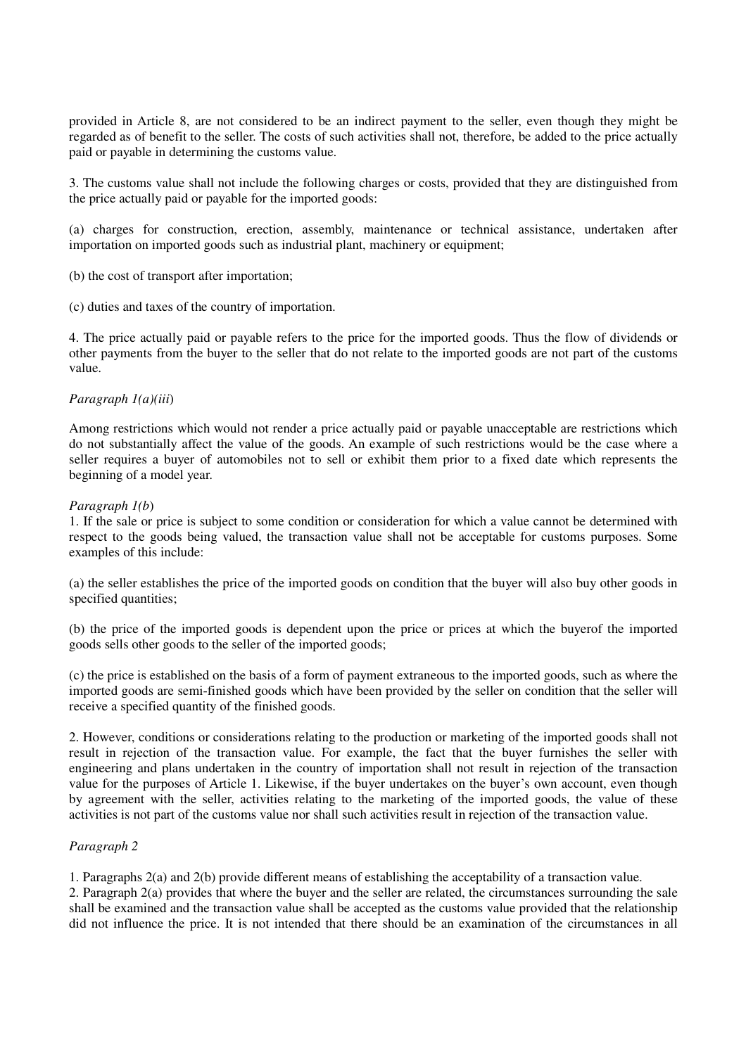provided in Article 8, are not considered to be an indirect payment to the seller, even though they might be regarded as of benefit to the seller. The costs of such activities shall not, therefore, be added to the price actually paid or payable in determining the customs value.

3. The customs value shall not include the following charges or costs, provided that they are distinguished from the price actually paid or payable for the imported goods:

(a) charges for construction, erection, assembly, maintenance or technical assistance, undertaken after importation on imported goods such as industrial plant, machinery or equipment;

(b) the cost of transport after importation;

(c) duties and taxes of the country of importation.

4. The price actually paid or payable refers to the price for the imported goods. Thus the flow of dividends or other payments from the buyer to the seller that do not relate to the imported goods are not part of the customs value.

*Paragraph 1(a)(iii)*

Among restrictions which would not render a price actually paid or payable unacceptable are restrictions which do not substantially affect the value of the goods. An example of such restrictions would be the case where a seller requires a buyer of automobiles not to sell or exhibit them prior to a fixed date which represents the beginning of a model year.

*Paragraph 1(b)*

1. If the sale or price is subject to some condition or consideration for which a value cannot be determined with respect to the goods being valued, the transaction value shall not be acceptable for customs purposes. Some examples of this include:

(a) the seller establishes the price of the imported goods on condition that the buyer will also buy other goods in specified quantities;

(b) the price of the imported goods is dependent upon the price or prices at which the buyerof the imported goods sells other goods to the seller of the imported goods;

(c) the price is established on the basis of a form of payment extraneous to the imported goods, such as where the imported goods are semi-finished goods which have been provided by the seller on condition that the seller will receive a specified quantity of the finished goods.

2. However, conditions or considerations relating to the production or marketing of the imported goods shall not result in rejection of the transaction value. For example, the fact that the buyer furnishes the seller with engineering and plans undertaken in the country of importation shall not result in rejection of the transaction value for the purposes of Article 1. Likewise, if the buyer undertakes on the buyer's own account, even though by agreement with the seller, activities relating to the marketing of the imported goods, the value of these activities is not part of the customs value nor shall such activities result in rejection of the transaction value.

*Paragraph 2*

1. Paragraphs 2(a) and 2(b) provide different means of establishing the acceptability of a transaction value.

2. Paragraph 2(a) provides that where the buyer and the seller are related, the circumstances surrounding the sale shall be examined and the transaction value shall be accepted as the customs value provided that the relationship did not influence the price. It is not intended that there should be an examination of the circumstances in all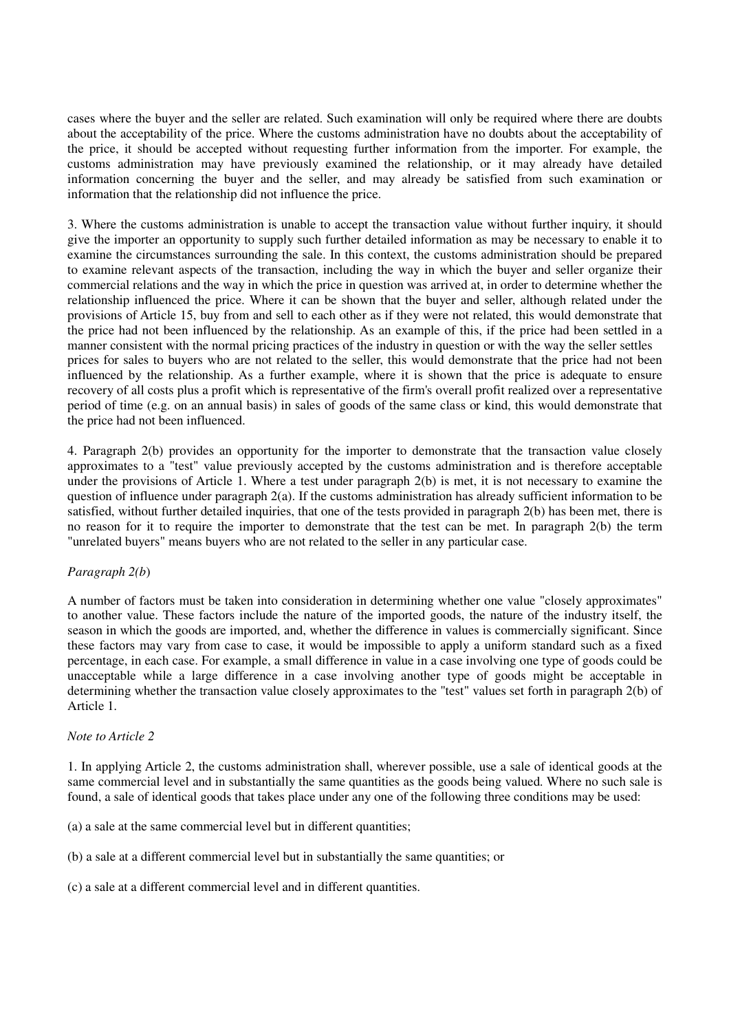cases where the buyer and the seller are related. Such examination will only be required where there are doubts about the acceptability of the price. Where the customs administration have no doubts about the acceptability of the price, it should be accepted without requesting further information from the importer. For example, the customs administration may have previously examined the relationship, or it may already have detailed information concerning the buyer and the seller, and may already be satisfied from such examination or information that the relationship did not influence the price.

3. Where the customs administration is unable to accept the transaction value without further inquiry, it should give the importer an opportunity to supply such further detailed information as may be necessary to enable it to examine the circumstances surrounding the sale. In this context, the customs administration should be prepared to examine relevant aspects of the transaction, including the way in which the buyer and seller organize their commercial relations and the way in which the price in question was arrived at, in order to determine whether the relationship influenced the price. Where it can be shown that the buyer and seller, although related under the provisions of Article 15, buy from and sell to each other as if they were not related, this would demonstrate that the price had not been influenced by the relationship. As an example of this, if the price had been settled in a manner consistent with the normal pricing practices of the industry in question or with the way the seller settles prices for sales to buyers who are not related to the seller, this would demonstrate that the price had not been influenced by the relationship. As a further example, where it is shown that the price is adequate to ensure recovery of all costs plus a profit which is representative of the firm's overall profit realized over a representative period of time (e.g. on an annual basis) in sales of goods of the same class or kind, this would demonstrate that the price had not been influenced.

4. Paragraph 2(b) provides an opportunity for the importer to demonstrate that the transaction value closely approximates to a "test" value previously accepted by the customs administration and is therefore acceptable under the provisions of Article 1. Where a test under paragraph 2(b) is met, it is not necessary to examine the question of influence under paragraph 2(a). If the customs administration has already sufficient information to be satisfied, without further detailed inquiries, that one of the tests provided in paragraph 2(b) has been met, there is no reason for it to require the importer to demonstrate that the test can be met. In paragraph 2(b) the term "unrelated buyers" means buyers who are not related to the seller in any particular case.

*Paragraph 2(b)*

A number of factors must be taken into consideration in determining whether one value "closely approximates" to another value. These factors include the nature of the imported goods, the nature of the industry itself, the season in which the goods are imported, and, whether the difference in values is commercially significant. Since these factors may vary from case to case, it would be impossible to apply a uniform standard such as a fixed percentage, in each case. For example, a small difference in value in a case involving one type of goods could be unacceptable while a large difference in a case involving another type of goods might be acceptable in determining whether the transaction value closely approximates to the "test" values set forth in paragraph 2(b) of Article 1.

*Note to Article 2*

1. In applying Article 2, the customs administration shall, wherever possible, use a sale of identical goods at the same commercial level and in substantially the same quantities as the goods being valued. Where no such sale is found, a sale of identical goods that takes place under any one of the following three conditions may be used:

(a) a sale at the same commercial level but in different quantities;

(b) a sale at a different commercial level but in substantially the same quantities; or

(c) a sale at a different commercial level and in different quantities.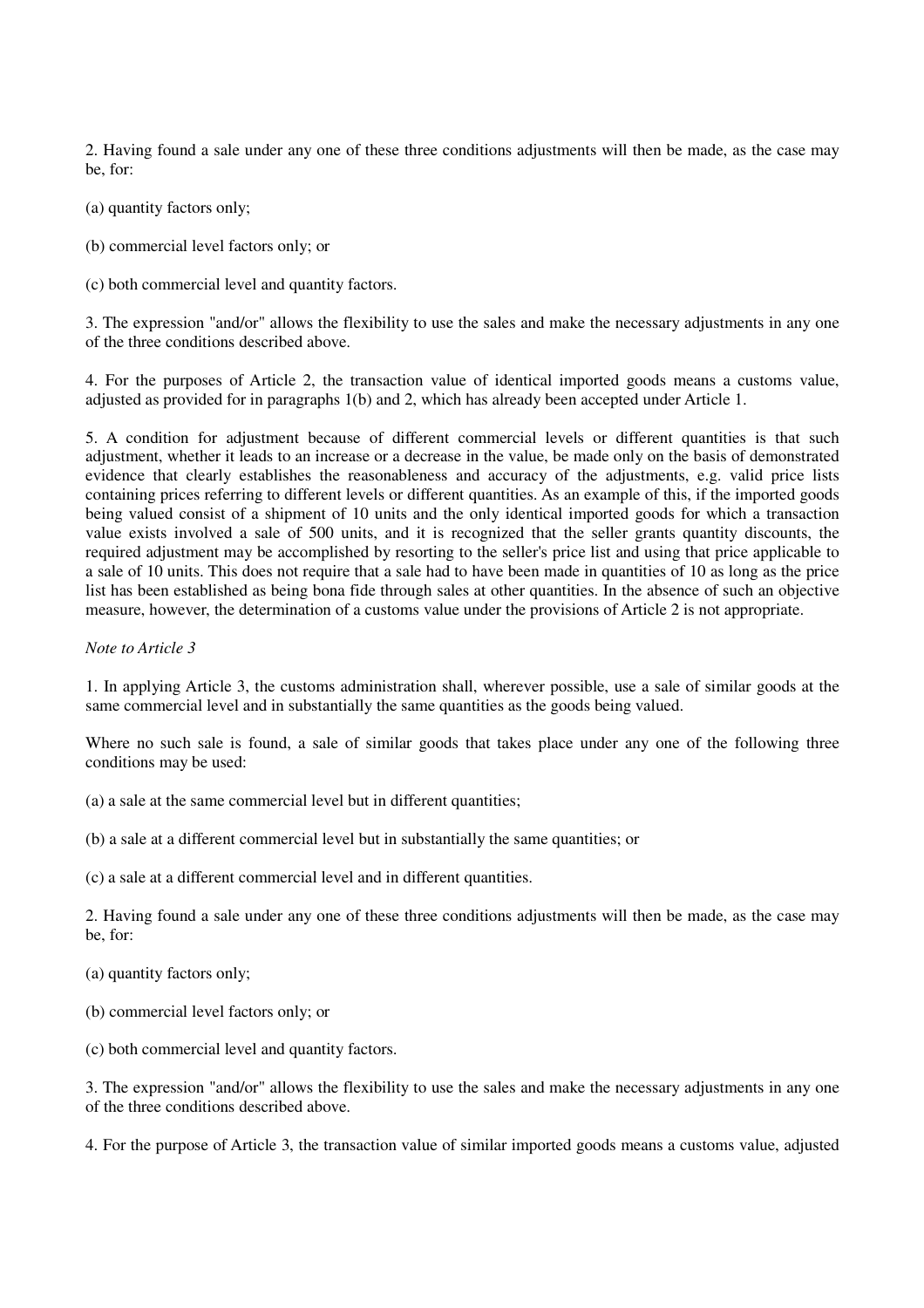2. Having found a sale under any one of these three conditions adjustments will then be made, as the case may be, for:

(a) quantity factors only;

(b) commercial level factors only; or

(c) both commercial level and quantity factors.

3. The expression "and/or" allows the flexibility to use the sales and make the necessary adjustments in any one of the three conditions described above.

4. For the purposes of Article 2, the transaction value of identical imported goods means a customs value, adjusted as provided for in paragraphs 1(b) and 2, which has already been accepted under Article 1.

5. A condition for adjustment because of different commercial levels or different quantities is that such adjustment, whether it leads to an increase or a decrease in the value, be made only on the basis of demonstrated evidence that clearly establishes the reasonableness and accuracy of the adjustments, e.g. valid price lists containing prices referring to different levels or different quantities. As an example of this, if the imported goods being valued consist of a shipment of 10 units and the only identical imported goods for which a transaction value exists involved a sale of 500 units, and it is recognized that the seller grants quantity discounts, the required adjustment may be accomplished by resorting to the seller's price list and using that price applicable to a sale of 10 units. This does not require that a sale had to have been made in quantities of 10 as long as the price list has been established as being bona fide through sales at other quantities. In the absence of such an objective measure, however, the determination of a customs value under the provisions of Article 2 is not appropriate.

*Note to Article 3*

1. In applying Article 3, the customs administration shall, wherever possible, use a sale of similar goods at the same commercial level and in substantially the same quantities as the goods being valued.

Where no such sale is found, a sale of similar goods that takes place under any one of the following three conditions may be used:

(a) a sale at the same commercial level but in different quantities;

(b) a sale at a different commercial level but in substantially the same quantities; or

(c) a sale at a different commercial level and in different quantities.

2. Having found a sale under any one of these three conditions adjustments will then be made, as the case may be, for:

(a) quantity factors only;

(b) commercial level factors only; or

(c) both commercial level and quantity factors.

3. The expression "and/or" allows the flexibility to use the sales and make the necessary adjustments in any one of the three conditions described above.

4. For the purpose of Article 3, the transaction value of similar imported goods means a customs value, adjusted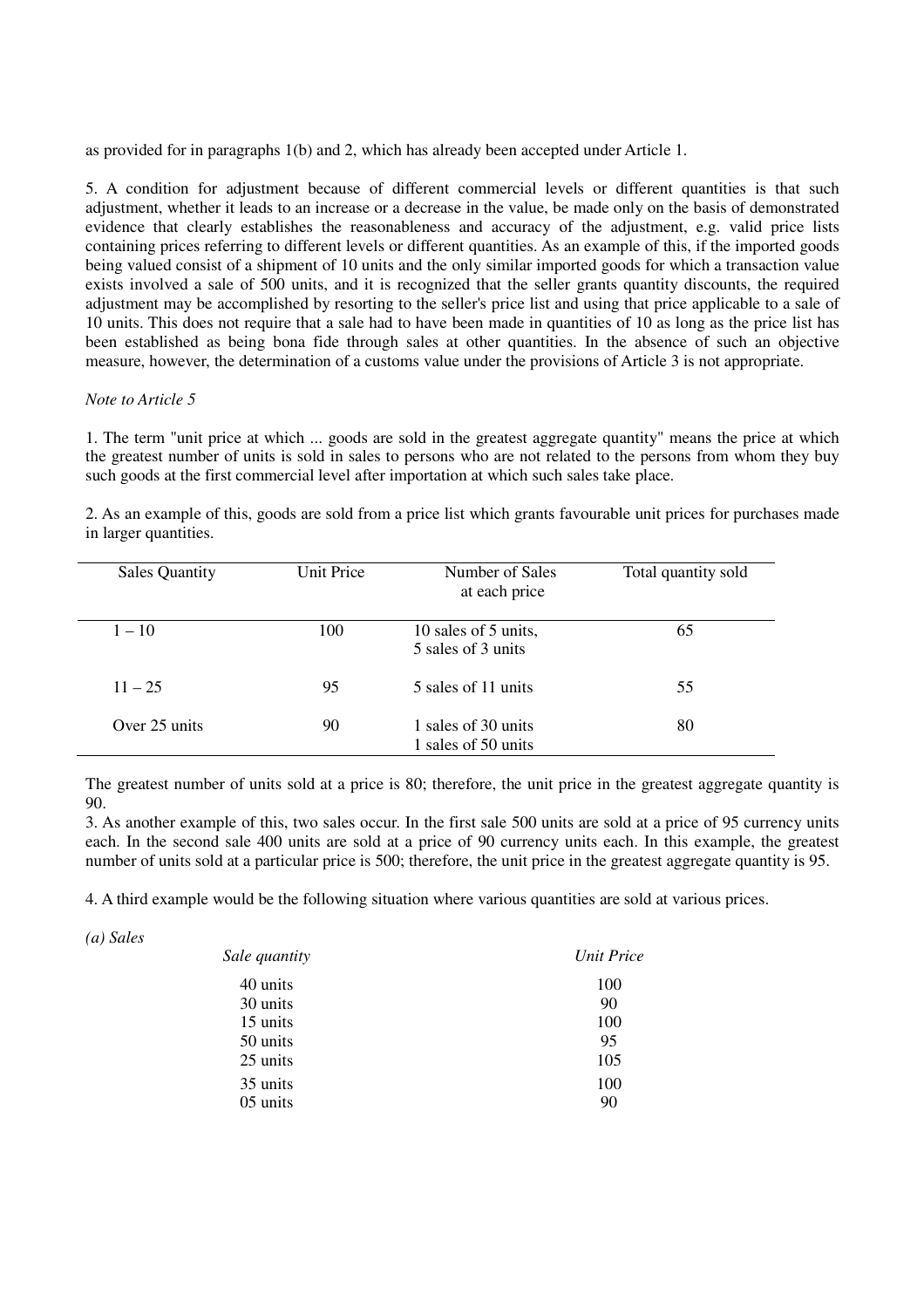as provided for in paragraphs 1(b) and 2, which has already been accepted under Article 1.

5. A condition for adjustment because of different commercial levels or different quantities is that such adjustment, whether it leads to an increase or a decrease in the value, be made only on the basis of demonstrated evidence that clearly establishes the reasonableness and accuracy of the adjustment, e.g. valid price lists containing prices referring to different levels or different quantities. As an example of this, if the imported goods being valued consist of a shipment of 10 units and the only similar imported goods for which a transaction value exists involved a sale of 500 units, and it is recognized that the seller grants quantity discounts, the required adjustment may be accomplished by resorting to the seller's price list and using that price applicable to a sale of 10 units. This does not require that a sale had to have been made in quantities of 10 as long as the price list has been established as being bona fide through sales at other quantities. In the absence of such an objective measure, however, the determination of a customs value under the provisions of Article 3 is not appropriate.

*Note to Article 5*

1. The term "unit price at which ... goods are sold in the greatest aggregate quantity" means the price at which the greatest number of units is sold in sales to persons who are not related to the persons from whom they buy such goods at the first commercial level after importation at which such sales take place.

2. As an example of this, goods are sold from a price list which grants favourable unit prices for purchases made in larger quantities.

| Sales Quantity | Unit Price | Number of Sales at each price | Total quantity sold |
|---|---|---|---|
| 1 – 10 | 100 | 10 sales of 5 units, 5 sales of 3 units | 65 |
| 11 – 25 | 95 | 5 sales of 11 units | 55 |
| Over 25 units | 90 | 1 sales of 30 units 1 sales of 50 units | 80 |

The greatest number of units sold at a price is 80; therefore, the unit price in the greatest aggregate quantity is 90.

3. As another example of this, two sales occur. In the first sale 500 units are sold at a price of 95 currency units each. In the second sale 400 units are sold at a price of 90 currency units each. In this example, the greatest number of units sold at a particular price is 500; therefore, the unit price in the greatest aggregate quantity is 95.

4. A third example would be the following situation where various quantities are sold at various prices.

*(a) Sales*

| *Sale quantity* | *Unit Price* |
|---|---|
| 40 units | 100 |
| 30 units | 90 |
| 15 units | 100 |
| 50 units | 95 |
| 25 units | 105 |
| 35 units | 100 |
| 05 units | 90 |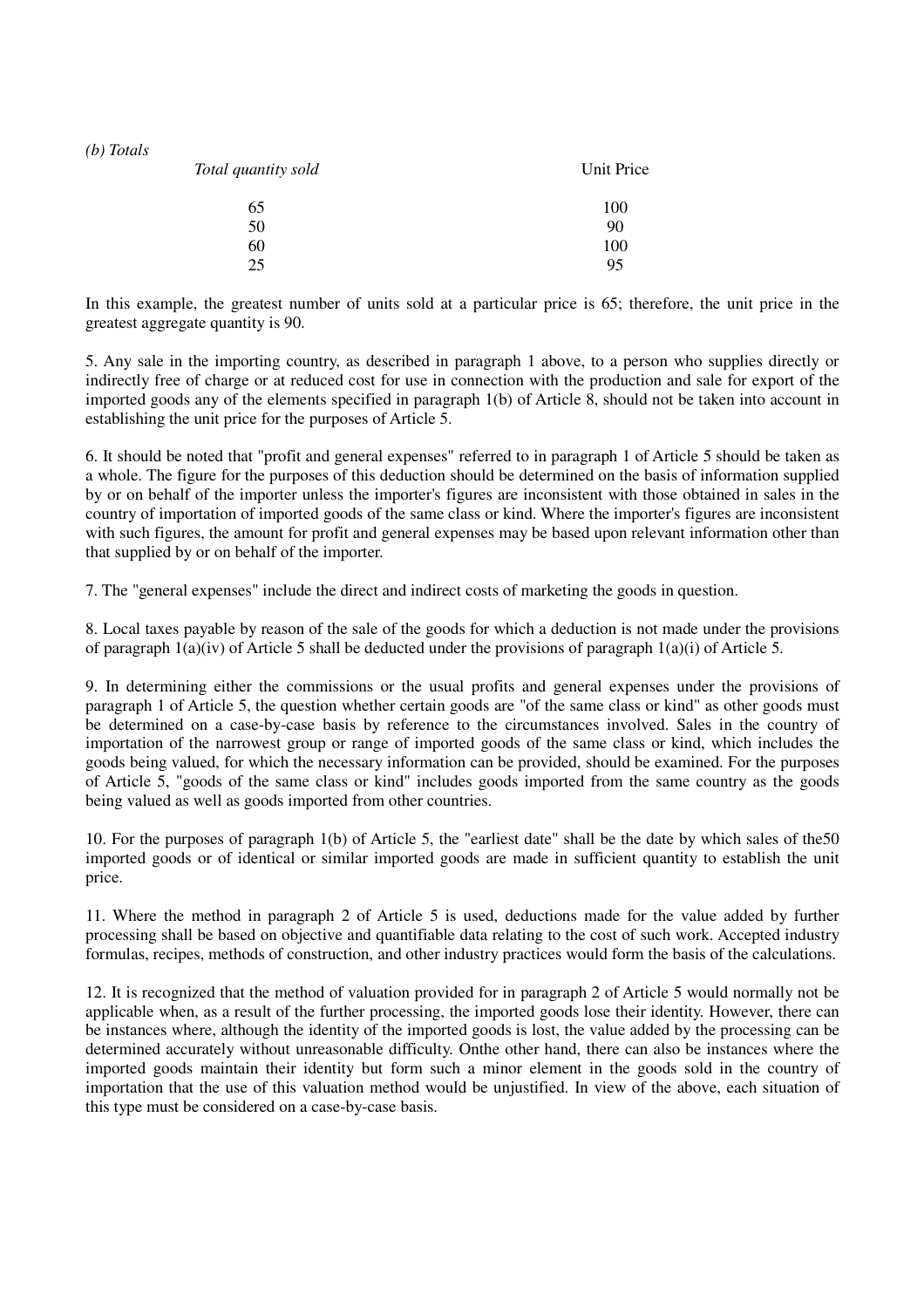*(b) Totals*

| *Total quantity sold* | Unit Price |
|---|---|
| 65 | 100 |
| 50 | 90 |
| 60 | 100 |
| 25 | 95 |

In this example, the greatest number of units sold at a particular price is 65; therefore, the unit price in the greatest aggregate quantity is 90.

5. Any sale in the importing country, as described in paragraph 1 above, to a person who supplies directly or indirectly free of charge or at reduced cost for use in connection with the production and sale for export of the imported goods any of the elements specified in paragraph 1(b) of Article 8, should not be taken into account in establishing the unit price for the purposes of Article 5.

6. It should be noted that "profit and general expenses" referred to in paragraph 1 of Article 5 should be taken as a whole. The figure for the purposes of this deduction should be determined on the basis of information supplied by or on behalf of the importer unless the importer's figures are inconsistent with those obtained in sales in the country of importation of imported goods of the same class or kind. Where the importer's figures are inconsistent with such figures, the amount for profit and general expenses may be based upon relevant information other than that supplied by or on behalf of the importer.

7. The "general expenses" include the direct and indirect costs of marketing the goods in question.

8. Local taxes payable by reason of the sale of the goods for which a deduction is not made under the provisions of paragraph 1(a)(iv) of Article 5 shall be deducted under the provisions of paragraph 1(a)(i) of Article 5.

9. In determining either the commissions or the usual profits and general expenses under the provisions of paragraph 1 of Article 5, the question whether certain goods are "of the same class or kind" as other goods must be determined on a case-by-case basis by reference to the circumstances involved. Sales in the country of importation of the narrowest group or range of imported goods of the same class or kind, which includes the goods being valued, for which the necessary information can be provided, should be examined. For the purposes of Article 5, "goods of the same class or kind" includes goods imported from the same country as the goods being valued as well as goods imported from other countries.

10. For the purposes of paragraph 1(b) of Article 5, the "earliest date" shall be the date by which sales of the50 imported goods or of identical or similar imported goods are made in sufficient quantity to establish the unit price.

11. Where the method in paragraph 2 of Article 5 is used, deductions made for the value added by further processing shall be based on objective and quantifiable data relating to the cost of such work. Accepted industry formulas, recipes, methods of construction, and other industry practices would form the basis of the calculations.

12. It is recognized that the method of valuation provided for in paragraph 2 of Article 5 would normally not be applicable when, as a result of the further processing, the imported goods lose their identity. However, there can be instances where, although the identity of the imported goods is lost, the value added by the processing can be determined accurately without unreasonable difficulty. Onthe other hand, there can also be instances where the imported goods maintain their identity but form such a minor element in the goods sold in the country of importation that the use of this valuation method would be unjustified. In view of the above, each situation of this type must be considered on a case-by-case basis.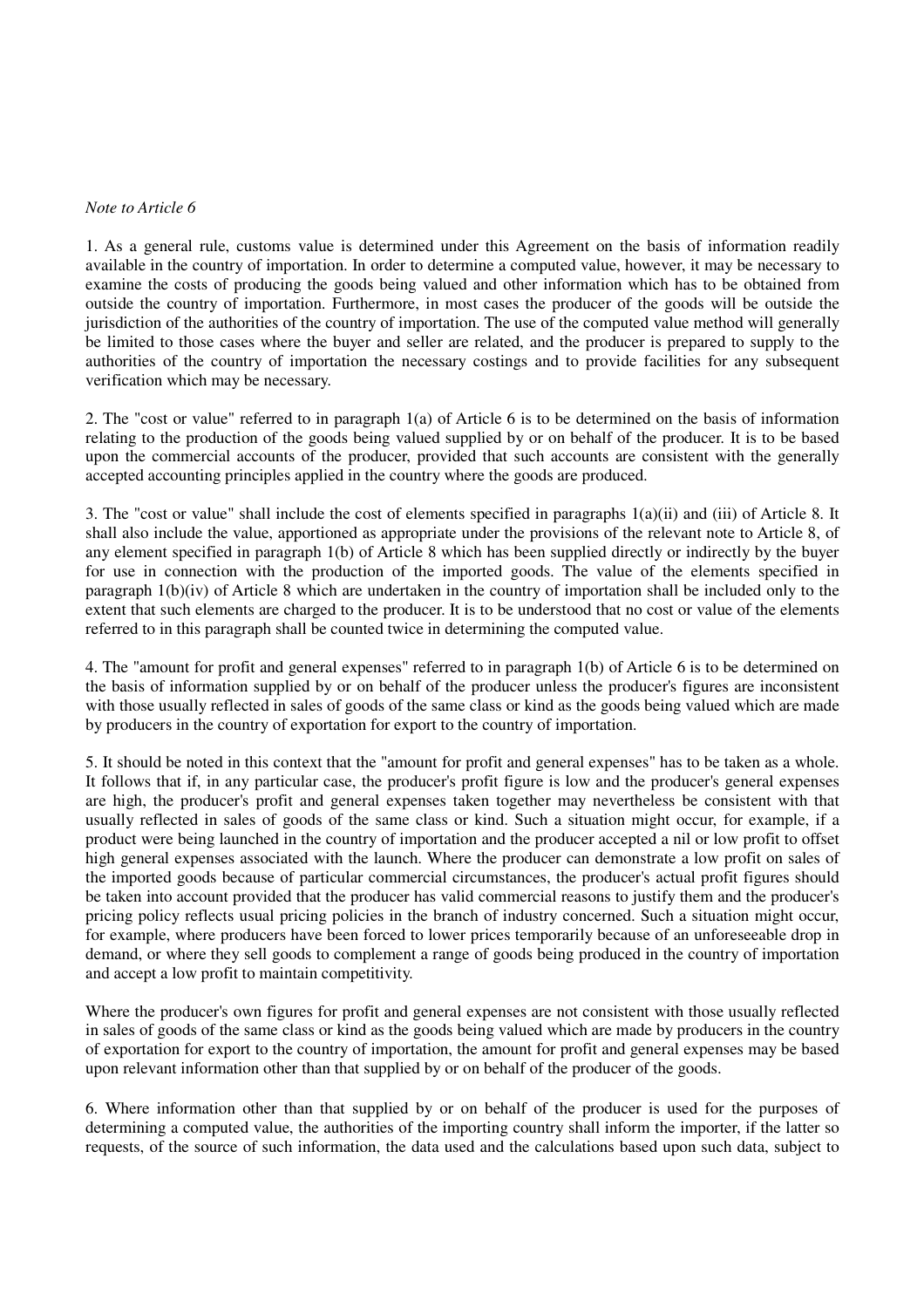*Note to Article 6*

1. As a general rule, customs value is determined under this Agreement on the basis of information readily available in the country of importation. In order to determine a computed value, however, it may be necessary to examine the costs of producing the goods being valued and other information which has to be obtained from outside the country of importation. Furthermore, in most cases the producer of the goods will be outside the jurisdiction of the authorities of the country of importation. The use of the computed value method will generally be limited to those cases where the buyer and seller are related, and the producer is prepared to supply to the authorities of the country of importation the necessary costings and to provide facilities for any subsequent verification which may be necessary.

2. The "cost or value" referred to in paragraph 1(a) of Article 6 is to be determined on the basis of information relating to the production of the goods being valued supplied by or on behalf of the producer. It is to be based upon the commercial accounts of the producer, provided that such accounts are consistent with the generally accepted accounting principles applied in the country where the goods are produced.

3. The "cost or value" shall include the cost of elements specified in paragraphs 1(a)(ii) and (iii) of Article 8. It shall also include the value, apportioned as appropriate under the provisions of the relevant note to Article 8, of any element specified in paragraph 1(b) of Article 8 which has been supplied directly or indirectly by the buyer for use in connection with the production of the imported goods. The value of the elements specified in paragraph 1(b)(iv) of Article 8 which are undertaken in the country of importation shall be included only to the extent that such elements are charged to the producer. It is to be understood that no cost or value of the elements referred to in this paragraph shall be counted twice in determining the computed value.

4. The "amount for profit and general expenses" referred to in paragraph 1(b) of Article 6 is to be determined on the basis of information supplied by or on behalf of the producer unless the producer's figures are inconsistent with those usually reflected in sales of goods of the same class or kind as the goods being valued which are made by producers in the country of exportation for export to the country of importation.

5. It should be noted in this context that the "amount for profit and general expenses" has to be taken as a whole. It follows that if, in any particular case, the producer's profit figure is low and the producer's general expenses are high, the producer's profit and general expenses taken together may nevertheless be consistent with that usually reflected in sales of goods of the same class or kind. Such a situation might occur, for example, if a product were being launched in the country of importation and the producer accepted a nil or low profit to offset high general expenses associated with the launch. Where the producer can demonstrate a low profit on sales of the imported goods because of particular commercial circumstances, the producer's actual profit figures should be taken into account provided that the producer has valid commercial reasons to justify them and the producer's pricing policy reflects usual pricing policies in the branch of industry concerned. Such a situation might occur, for example, where producers have been forced to lower prices temporarily because of an unforeseeable drop in demand, or where they sell goods to complement a range of goods being produced in the country of importation and accept a low profit to maintain competitivity.

Where the producer's own figures for profit and general expenses are not consistent with those usually reflected in sales of goods of the same class or kind as the goods being valued which are made by producers in the country of exportation for export to the country of importation, the amount for profit and general expenses may be based upon relevant information other than that supplied by or on behalf of the producer of the goods.

6. Where information other than that supplied by or on behalf of the producer is used for the purposes of determining a computed value, the authorities of the importing country shall inform the importer, if the latter so requests, of the source of such information, the data used and the calculations based upon such data, subject to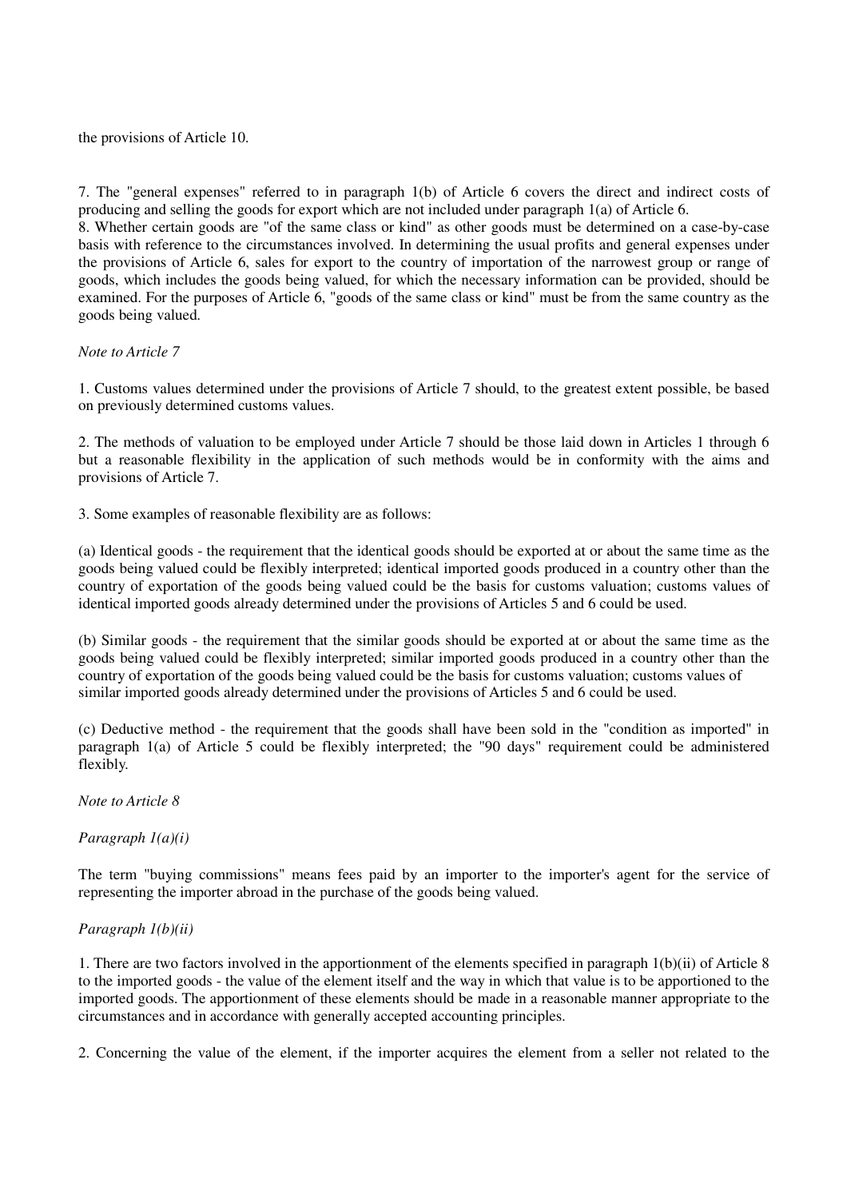the provisions of Article 10.

7. The "general expenses" referred to in paragraph 1(b) of Article 6 covers the direct and indirect costs of producing and selling the goods for export which are not included under paragraph 1(a) of Article 6.
8. Whether certain goods are "of the same class or kind" as other goods must be determined on a case-by-case basis with reference to the circumstances involved. In determining the usual profits and general expenses under the provisions of Article 6, sales for export to the country of importation of the narrowest group or range of goods, which includes the goods being valued, for which the necessary information can be provided, should be examined. For the purposes of Article 6, "goods of the same class or kind" must be from the same country as the goods being valued.

*Note to Article 7*

1. Customs values determined under the provisions of Article 7 should, to the greatest extent possible, be based on previously determined customs values.

2. The methods of valuation to be employed under Article 7 should be those laid down in Articles 1 through 6 but a reasonable flexibility in the application of such methods would be in conformity with the aims and provisions of Article 7.

3. Some examples of reasonable flexibility are as follows:

(a) Identical goods - the requirement that the identical goods should be exported at or about the same time as the goods being valued could be flexibly interpreted; identical imported goods produced in a country other than the country of exportation of the goods being valued could be the basis for customs valuation; customs values of identical imported goods already determined under the provisions of Articles 5 and 6 could be used.

(b) Similar goods - the requirement that the similar goods should be exported at or about the same time as the goods being valued could be flexibly interpreted; similar imported goods produced in a country other than the country of exportation of the goods being valued could be the basis for customs valuation; customs values of similar imported goods already determined under the provisions of Articles 5 and 6 could be used.

(c) Deductive method - the requirement that the goods shall have been sold in the "condition as imported" in paragraph 1(a) of Article 5 could be flexibly interpreted; the "90 days" requirement could be administered flexibly.

*Note to Article 8*

*Paragraph 1(a)(i)*

The term "buying commissions" means fees paid by an importer to the importer's agent for the service of representing the importer abroad in the purchase of the goods being valued.

*Paragraph 1(b)(ii)*

1. There are two factors involved in the apportionment of the elements specified in paragraph 1(b)(ii) of Article 8 to the imported goods - the value of the element itself and the way in which that value is to be apportioned to the imported goods. The apportionment of these elements should be made in a reasonable manner appropriate to the circumstances and in accordance with generally accepted accounting principles.

2. Concerning the value of the element, if the importer acquires the element from a seller not related to the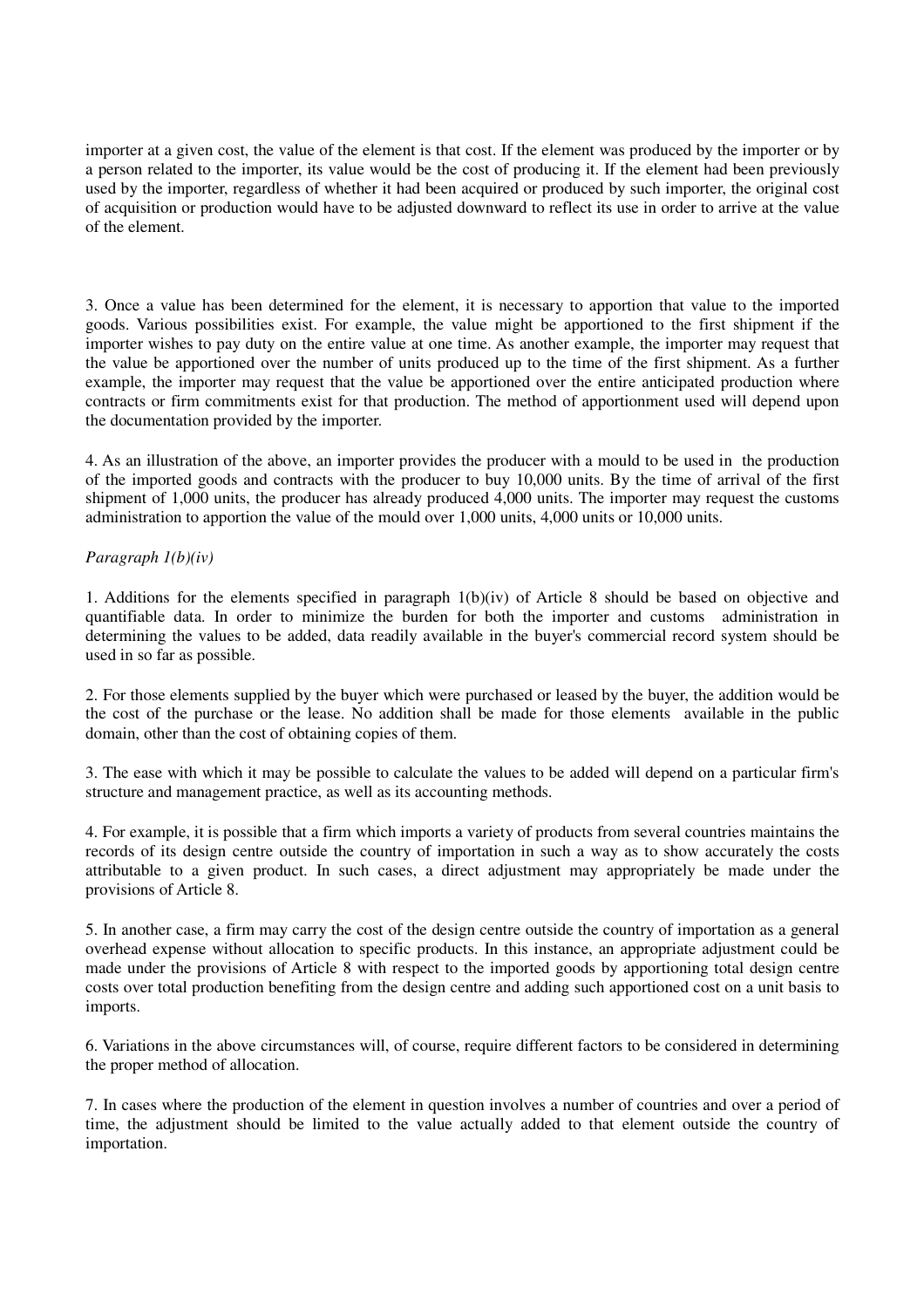importer at a given cost, the value of the element is that cost. If the element was produced by the importer or by a person related to the importer, its value would be the cost of producing it. If the element had been previously used by the importer, regardless of whether it had been acquired or produced by such importer, the original cost of acquisition or production would have to be adjusted downward to reflect its use in order to arrive at the value of the element.

3. Once a value has been determined for the element, it is necessary to apportion that value to the imported goods. Various possibilities exist. For example, the value might be apportioned to the first shipment if the importer wishes to pay duty on the entire value at one time. As another example, the importer may request that the value be apportioned over the number of units produced up to the time of the first shipment. As a further example, the importer may request that the value be apportioned over the entire anticipated production where contracts or firm commitments exist for that production. The method of apportionment used will depend upon the documentation provided by the importer.

4. As an illustration of the above, an importer provides the producer with a mould to be used in the production of the imported goods and contracts with the producer to buy 10,000 units. By the time of arrival of the first shipment of 1,000 units, the producer has already produced 4,000 units. The importer may request the customs administration to apportion the value of the mould over 1,000 units, 4,000 units or 10,000 units.

*Paragraph 1(b)(iv)*

1. Additions for the elements specified in paragraph 1(b)(iv) of Article 8 should be based on objective and quantifiable data. In order to minimize the burden for both the importer and customs administration in determining the values to be added, data readily available in the buyer's commercial record system should be used in so far as possible.

2. For those elements supplied by the buyer which were purchased or leased by the buyer, the addition would be the cost of the purchase or the lease. No addition shall be made for those elements available in the public domain, other than the cost of obtaining copies of them.

3. The ease with which it may be possible to calculate the values to be added will depend on a particular firm's structure and management practice, as well as its accounting methods.

4. For example, it is possible that a firm which imports a variety of products from several countries maintains the records of its design centre outside the country of importation in such a way as to show accurately the costs attributable to a given product. In such cases, a direct adjustment may appropriately be made under the provisions of Article 8.

5. In another case, a firm may carry the cost of the design centre outside the country of importation as a general overhead expense without allocation to specific products. In this instance, an appropriate adjustment could be made under the provisions of Article 8 with respect to the imported goods by apportioning total design centre costs over total production benefiting from the design centre and adding such apportioned cost on a unit basis to imports.

6. Variations in the above circumstances will, of course, require different factors to be considered in determining the proper method of allocation.

7. In cases where the production of the element in question involves a number of countries and over a period of time, the adjustment should be limited to the value actually added to that element outside the country of importation.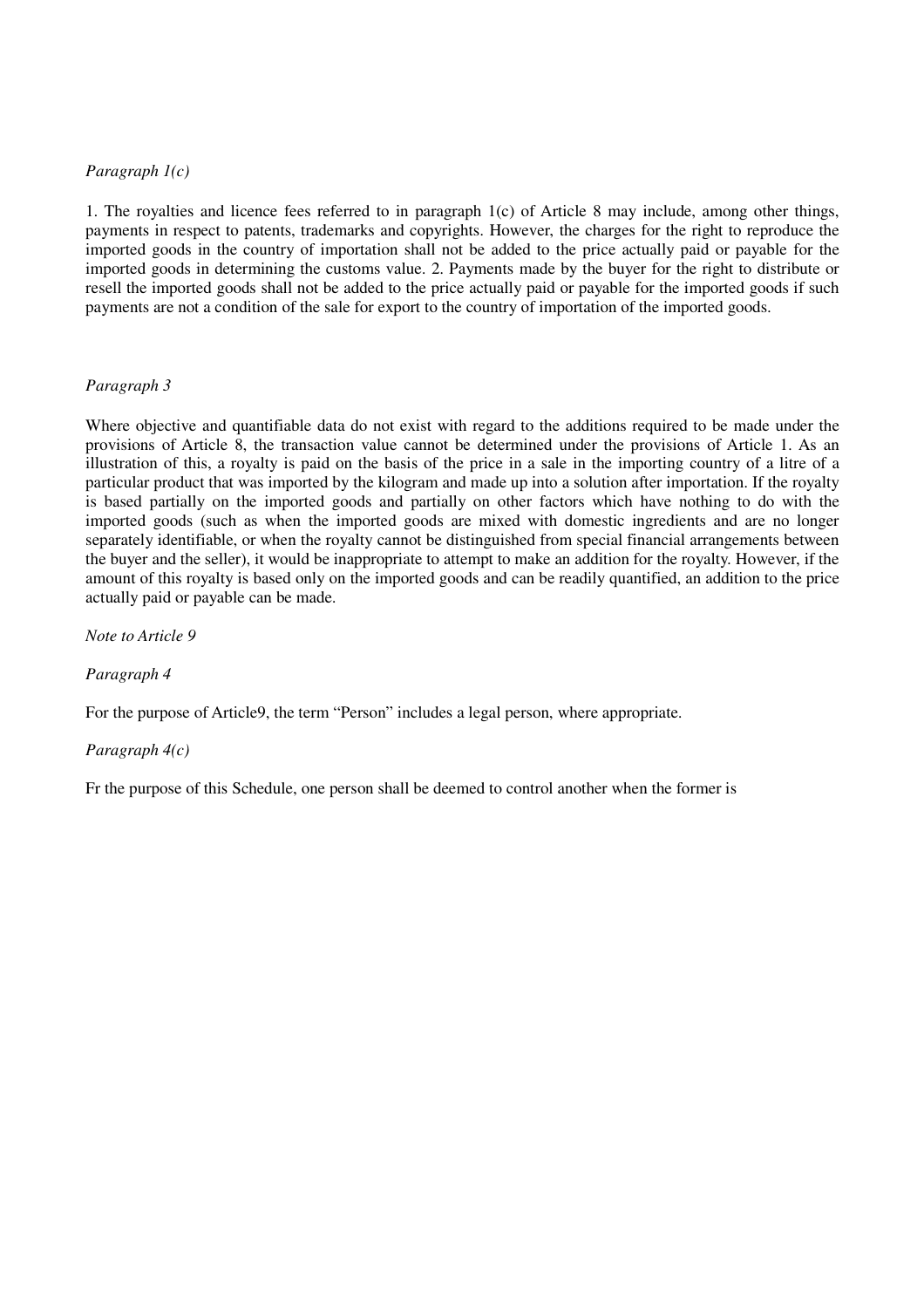*Paragraph 1(c)*

1. The royalties and licence fees referred to in paragraph 1(c) of Article 8 may include, among other things, payments in respect to patents, trademarks and copyrights. However, the charges for the right to reproduce the imported goods in the country of importation shall not be added to the price actually paid or payable for the imported goods in determining the customs value. 2. Payments made by the buyer for the right to distribute or resell the imported goods shall not be added to the price actually paid or payable for the imported goods if such payments are not a condition of the sale for export to the country of importation of the imported goods.

*Paragraph 3*

Where objective and quantifiable data do not exist with regard to the additions required to be made under the provisions of Article 8, the transaction value cannot be determined under the provisions of Article 1. As an illustration of this, a royalty is paid on the basis of the price in a sale in the importing country of a litre of a particular product that was imported by the kilogram and made up into a solution after importation. If the royalty is based partially on the imported goods and partially on other factors which have nothing to do with the imported goods (such as when the imported goods are mixed with domestic ingredients and are no longer separately identifiable, or when the royalty cannot be distinguished from special financial arrangements between the buyer and the seller), it would be inappropriate to attempt to make an addition for the royalty. However, if the amount of this royalty is based only on the imported goods and can be readily quantified, an addition to the price actually paid or payable can be made.

*Note to Article 9*

*Paragraph 4*

For the purpose of Article9, the term "Person" includes a legal person, where appropriate.

*Paragraph 4(c)*

Fr the purpose of this Schedule, one person shall be deemed to control another when the former is